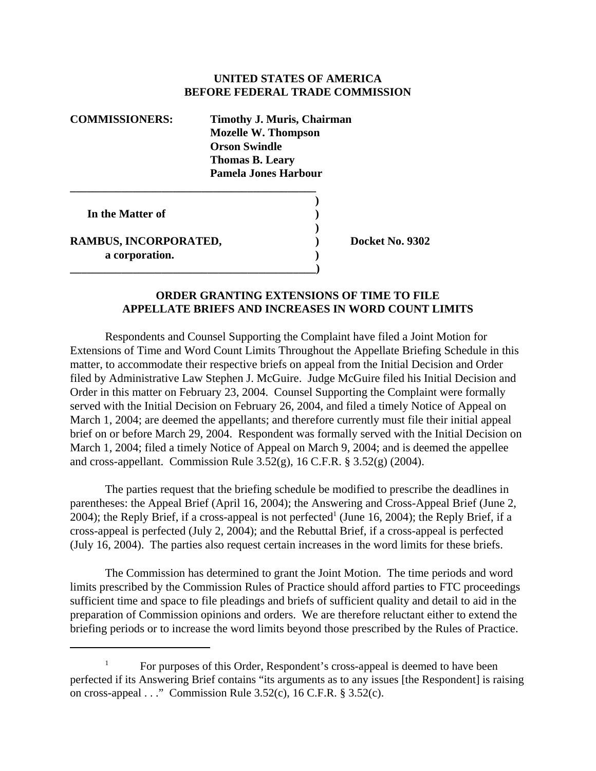**UNITED STATES OF AMERICA**
**BEFORE FEDERAL TRADE COMMISSION**

**COMMISSIONERS:** **Timothy J. Muris, Chairman**
**Mozelle W. Thompson**
**Orson Swindle**
**Thomas B. Leary**
**Pamela Jones Harbour**

| | | |
|---|---|---|
| **In the Matter of** | ) | |
| **RAMBUS, INCORPORATED,** | ) | **Docket No. 9302** |
| **a corporation.** | ) | |

**ORDER GRANTING EXTENSIONS OF TIME TO FILE APPELLATE BRIEFS AND INCREASES IN WORD COUNT LIMITS**

Respondents and Counsel Supporting the Complaint have filed a Joint Motion for Extensions of Time and Word Count Limits Throughout the Appellate Briefing Schedule in this matter, to accommodate their respective briefs on appeal from the Initial Decision and Order filed by Administrative Law Stephen J. McGuire. Judge McGuire filed his Initial Decision and Order in this matter on February 23, 2004. Counsel Supporting the Complaint were formally served with the Initial Decision on February 26, 2004, and filed a timely Notice of Appeal on March 1, 2004; are deemed the appellants; and therefore currently must file their initial appeal brief on or before March 29, 2004. Respondent was formally served with the Initial Decision on March 1, 2004; filed a timely Notice of Appeal on March 9, 2004; and is deemed the appellee and cross-appellant. Commission Rule 3.52(g), 16 C.F.R. § 3.52(g) (2004).

The parties request that the briefing schedule be modified to prescribe the deadlines in parentheses: the Appeal Brief (April 16, 2004); the Answering and Cross-Appeal Brief (June 2, 2004); the Reply Brief, if a cross-appeal is not perfected[1] (June 16, 2004); the Reply Brief, if a cross-appeal is perfected (July 2, 2004); and the Rebuttal Brief, if a cross-appeal is perfected (July 16, 2004). The parties also request certain increases in the word limits for these briefs.

The Commission has determined to grant the Joint Motion. The time periods and word limits prescribed by the Commission Rules of Practice should afford parties to FTC proceedings sufficient time and space to file pleadings and briefs of sufficient quality and detail to aid in the preparation of Commission opinions and orders. We are therefore reluctant either to extend the briefing periods or to increase the word limits beyond those prescribed by the Rules of Practice.

[1] For purposes of this Order, Respondent's cross-appeal is deemed to have been perfected if its Answering Brief contains "its arguments as to any issues [the Respondent] is raising on cross-appeal . . ." Commission Rule 3.52(c), 16 C.F.R. § 3.52(c).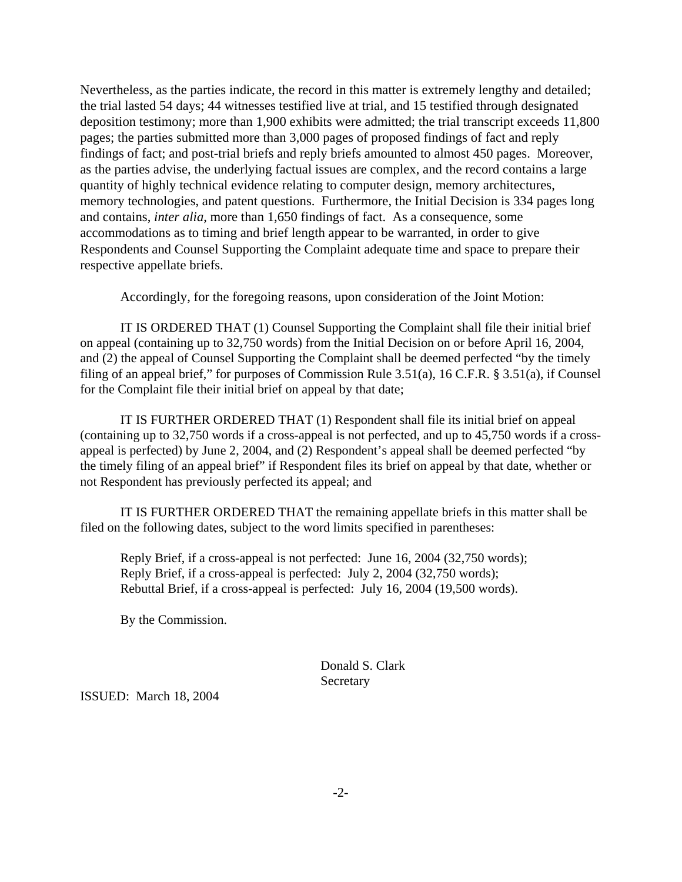Nevertheless, as the parties indicate, the record in this matter is extremely lengthy and detailed; the trial lasted 54 days; 44 witnesses testified live at trial, and 15 testified through designated deposition testimony; more than 1,900 exhibits were admitted; the trial transcript exceeds 11,800 pages; the parties submitted more than 3,000 pages of proposed findings of fact and reply findings of fact; and post-trial briefs and reply briefs amounted to almost 450 pages. Moreover, as the parties advise, the underlying factual issues are complex, and the record contains a large quantity of highly technical evidence relating to computer design, memory architectures, memory technologies, and patent questions. Furthermore, the Initial Decision is 334 pages long and contains, *inter alia*, more than 1,650 findings of fact. As a consequence, some accommodations as to timing and brief length appear to be warranted, in order to give Respondents and Counsel Supporting the Complaint adequate time and space to prepare their respective appellate briefs.

Accordingly, for the foregoing reasons, upon consideration of the Joint Motion:

IT IS ORDERED THAT (1) Counsel Supporting the Complaint shall file their initial brief on appeal (containing up to 32,750 words) from the Initial Decision on or before April 16, 2004, and (2) the appeal of Counsel Supporting the Complaint shall be deemed perfected "by the timely filing of an appeal brief," for purposes of Commission Rule 3.51(a), 16 C.F.R. § 3.51(a), if Counsel for the Complaint file their initial brief on appeal by that date;

IT IS FURTHER ORDERED THAT (1) Respondent shall file its initial brief on appeal (containing up to 32,750 words if a cross-appeal is not perfected, and up to 45,750 words if a cross-appeal is perfected) by June 2, 2004, and (2) Respondent's appeal shall be deemed perfected "by the timely filing of an appeal brief" if Respondent files its brief on appeal by that date, whether or not Respondent has previously perfected its appeal; and

IT IS FURTHER ORDERED THAT the remaining appellate briefs in this matter shall be filed on the following dates, subject to the word limits specified in parentheses:

Reply Brief, if a cross-appeal is not perfected: June 16, 2004 (32,750 words);
Reply Brief, if a cross-appeal is perfected: July 2, 2004 (32,750 words);
Rebuttal Brief, if a cross-appeal is perfected: July 16, 2004 (19,500 words).

By the Commission.

Donald S. Clark
Secretary

ISSUED: March 18, 2004